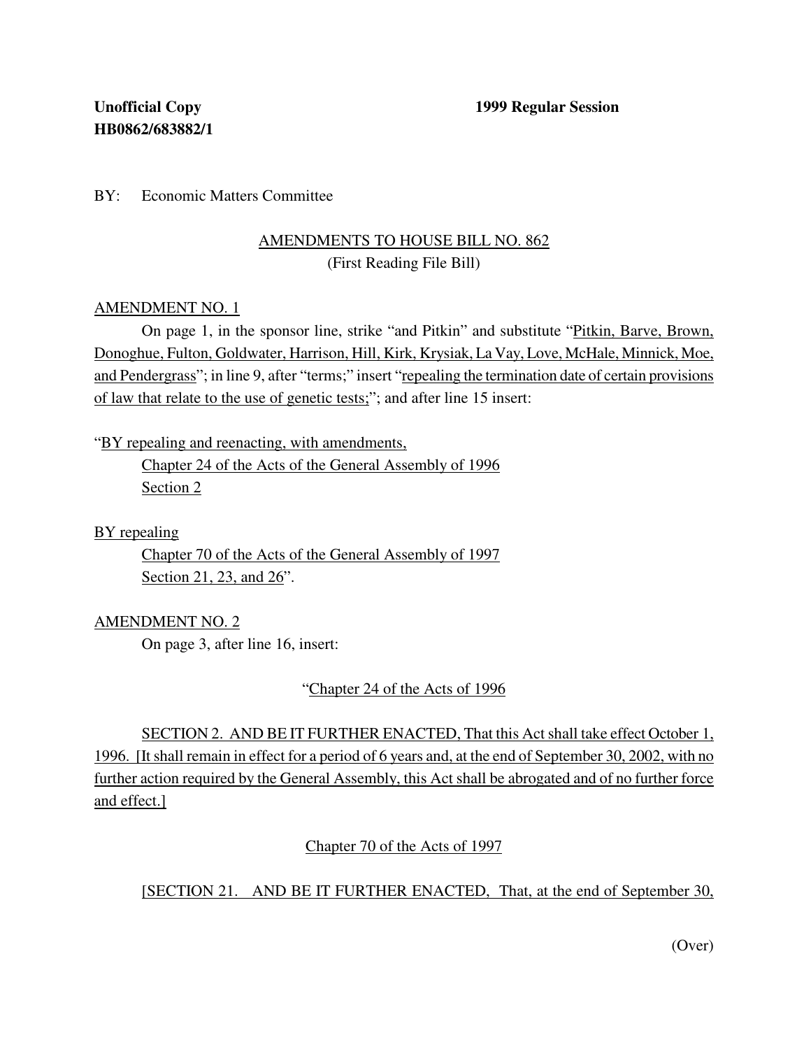**Unofficial Copy** **1999 Regular Session**
**HB0862/683882/1**

BY: Economic Matters Committee

AMENDMENTS TO HOUSE BILL NO. 862
(First Reading File Bill)

AMENDMENT NO. 1

On page 1, in the sponsor line, strike "and Pitkin" and substitute "Pitkin, Barve, Brown, Donoghue, Fulton, Goldwater, Harrison, Hill, Kirk, Krysiak, La Vay, Love, McHale, Minnick, Moe, and Pendergrass"; in line 9, after "terms;" insert "repealing the termination date of certain provisions of law that relate to the use of genetic tests;"; and after line 15 insert:

"BY repealing and reenacting, with amendments,
Chapter 24 of the Acts of the General Assembly of 1996
Section 2

BY repealing
Chapter 70 of the Acts of the General Assembly of 1997
Section 21, 23, and 26".

AMENDMENT NO. 2

On page 3, after line 16, insert:

"Chapter 24 of the Acts of 1996

SECTION 2. AND BE IT FURTHER ENACTED, That this Act shall take effect October 1, 1996. [It shall remain in effect for a period of 6 years and, at the end of September 30, 2002, with no further action required by the General Assembly, this Act shall be abrogated and of no further force and effect.]

Chapter 70 of the Acts of 1997

[SECTION 21. AND BE IT FURTHER ENACTED, That, at the end of September 30,

(Over)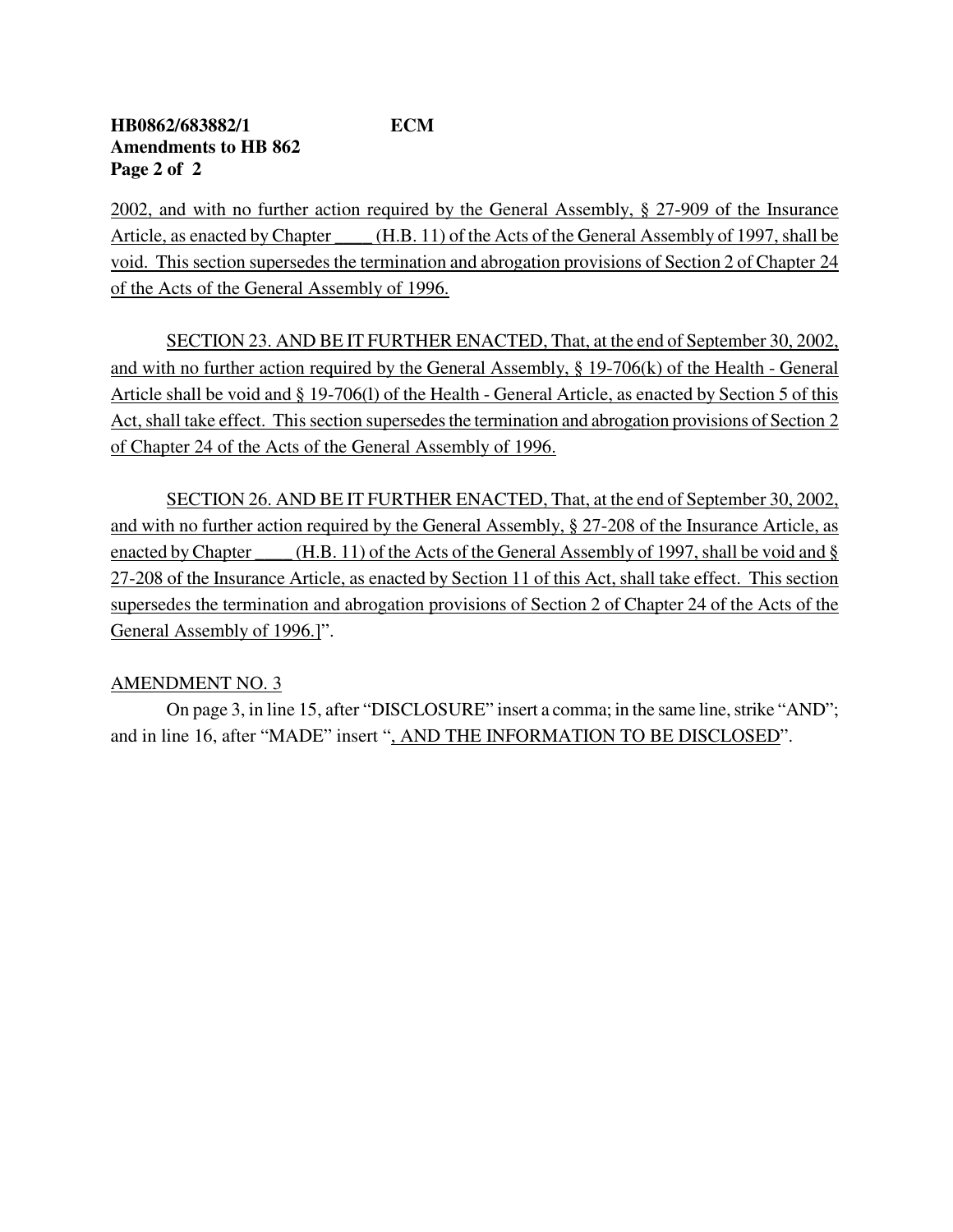2002, and with no further action required by the General Assembly, § 27-909 of the Insurance Article, as enacted by Chapter ____ (H.B. 11) of the Acts of the General Assembly of 1997, shall be void. This section supersedes the termination and abrogation provisions of Section 2 of Chapter 24 of the Acts of the General Assembly of 1996.

SECTION 23. AND BE IT FURTHER ENACTED, That, at the end of September 30, 2002, and with no further action required by the General Assembly, § 19-706(k) of the Health - General Article shall be void and § 19-706(l) of the Health - General Article, as enacted by Section 5 of this Act, shall take effect. This section supersedes the termination and abrogation provisions of Section 2 of Chapter 24 of the Acts of the General Assembly of 1996.

SECTION 26. AND BE IT FURTHER ENACTED, That, at the end of September 30, 2002, and with no further action required by the General Assembly, § 27-208 of the Insurance Article, as enacted by Chapter ____ (H.B. 11) of the Acts of the General Assembly of 1997, shall be void and § 27-208 of the Insurance Article, as enacted by Section 11 of this Act, shall take effect. This section supersedes the termination and abrogation provisions of Section 2 of Chapter 24 of the Acts of the General Assembly of 1996.]".

AMENDMENT NO. 3

On page 3, in line 15, after "DISCLOSURE" insert a comma; in the same line, strike "AND"; and in line 16, after "MADE" insert ", AND THE INFORMATION TO BE DISCLOSED".